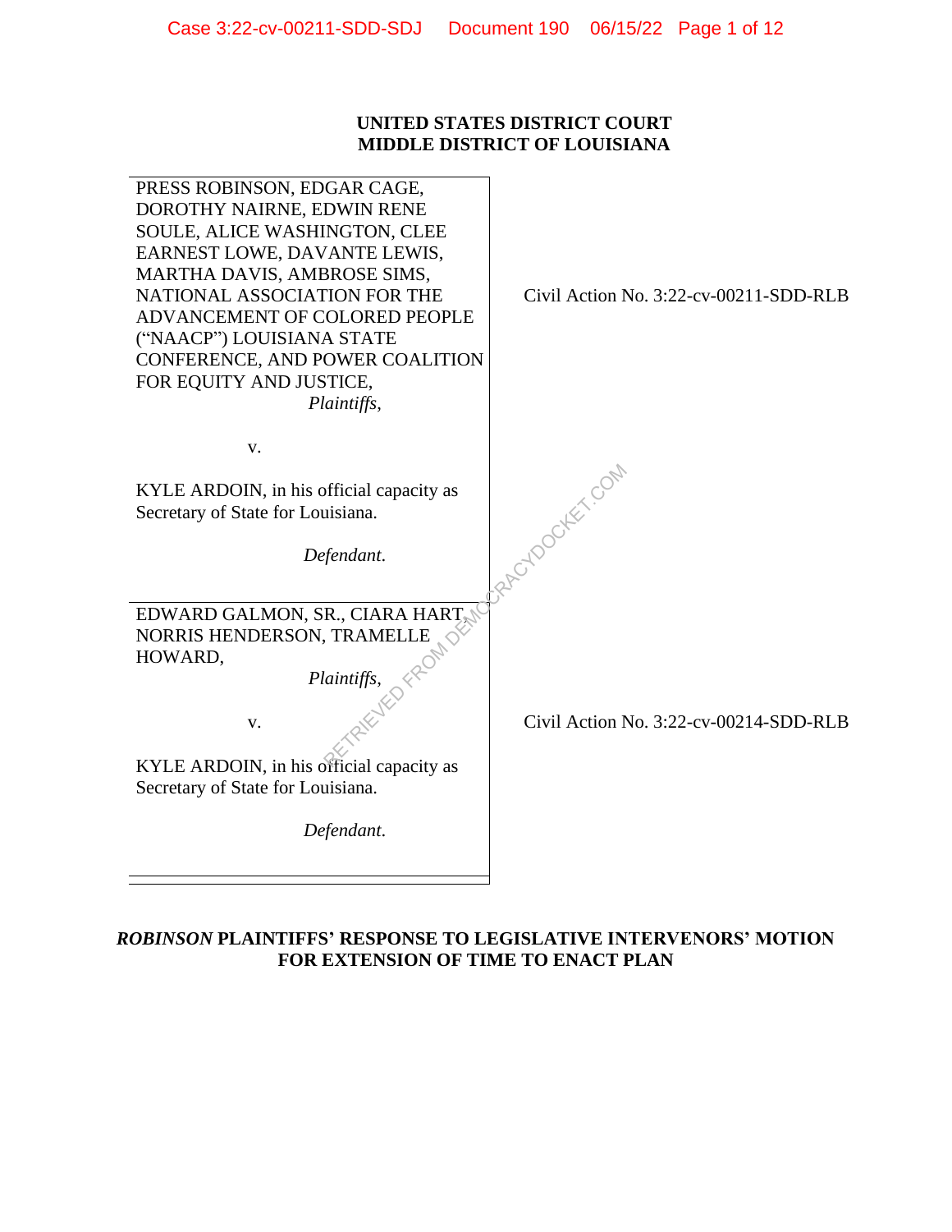**UNITED STATES DISTRICT COURT**
**MIDDLE DISTRICT OF LOUISIANA**

| | |
|---|---|
| PRESS ROBINSON, EDGAR CAGE, DOROTHY NAIRNE, EDWIN RENE SOULE, ALICE WASHINGTON, CLEE EARNEST LOWE, DAVANTE LEWIS, MARTHA DAVIS, AMBROSE SIMS, NATIONAL ASSOCIATION FOR THE ADVANCEMENT OF COLORED PEOPLE (“NAACP”) LOUISIANA STATE CONFERENCE, AND POWER COALITION FOR EQUITY AND JUSTICE, *Plaintiffs*, v. KYLE ARDOIN, in his official capacity as Secretary of State for Louisiana. *Defendant*. | Civil Action No. 3:22-cv-00211-SDD-RLB |
| EDWARD GALMON, SR., CIARA HART, NORRIS HENDERSON, TRAMELLE HOWARD, *Plaintiffs*, v. KYLE ARDOIN, in his official capacity as Secretary of State for Louisiana. *Defendant*. | Civil Action No. 3:22-cv-00214-SDD-RLB |

***ROBINSON* PLAINTIFFS’ RESPONSE TO LEGISLATIVE INTERVENORS’ MOTION FOR EXTENSION OF TIME TO ENACT PLAN**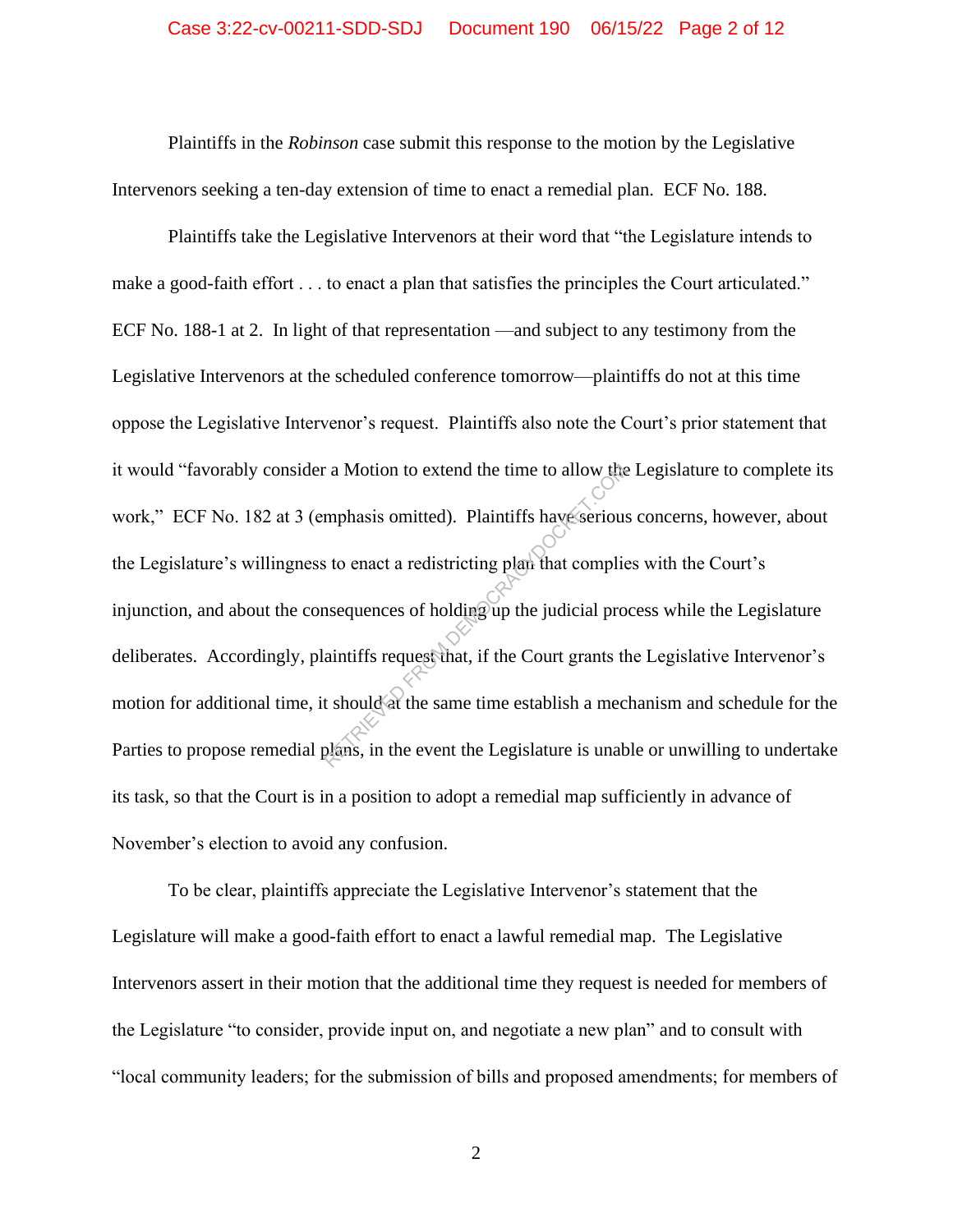Plaintiffs in the *Robinson* case submit this response to the motion by the Legislative Intervenors seeking a ten-day extension of time to enact a remedial plan. ECF No. 188.

Plaintiffs take the Legislative Intervenors at their word that "the Legislature intends to make a good-faith effort . . . to enact a plan that satisfies the principles the Court articulated." ECF No. 188-1 at 2. In light of that representation —and subject to any testimony from the Legislative Intervenors at the scheduled conference tomorrow—plaintiffs do not at this time oppose the Legislative Intervenor's request. Plaintiffs also note the Court's prior statement that it would "favorably consider a Motion to extend the time to allow the Legislature to complete its work," ECF No. 182 at 3 (emphasis omitted). Plaintiffs have serious concerns, however, about the Legislature's willingness to enact a redistricting plan that complies with the Court's injunction, and about the consequences of holding up the judicial process while the Legislature deliberates. Accordingly, plaintiffs request that, if the Court grants the Legislative Intervenor's motion for additional time, it should at the same time establish a mechanism and schedule for the Parties to propose remedial plans, in the event the Legislature is unable or unwilling to undertake its task, so that the Court is in a position to adopt a remedial map sufficiently in advance of November's election to avoid any confusion.

To be clear, plaintiffs appreciate the Legislative Intervenor's statement that the Legislature will make a good-faith effort to enact a lawful remedial map. The Legislative Intervenors assert in their motion that the additional time they request is needed for members of the Legislature "to consider, provide input on, and negotiate a new plan" and to consult with "local community leaders; for the submission of bills and proposed amendments; for members of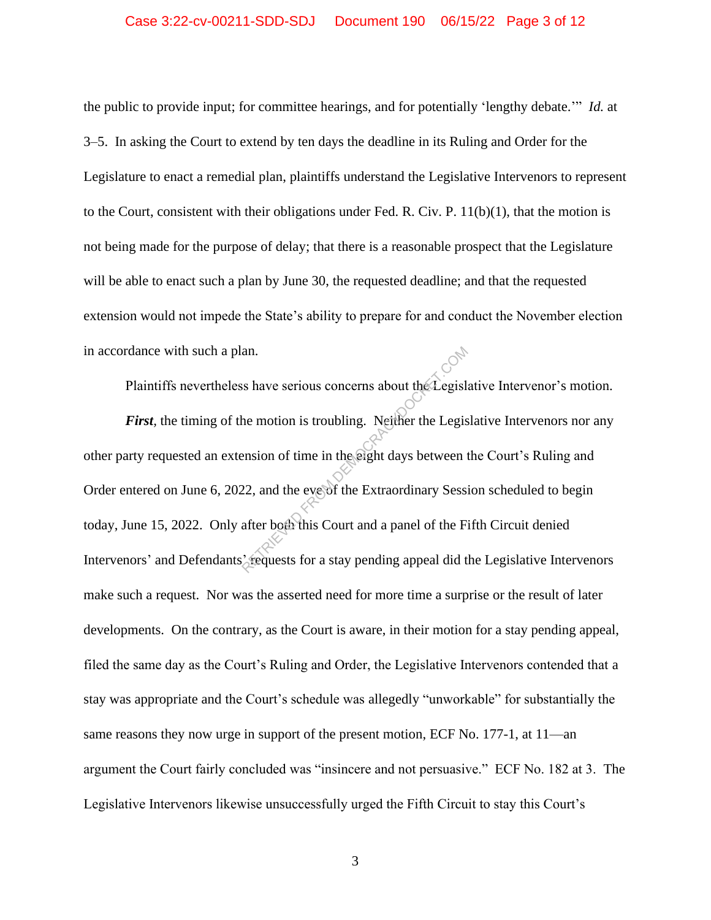the public to provide input; for committee hearings, and for potentially 'lengthy debate.'" *Id.* at 3–5. In asking the Court to extend by ten days the deadline in its Ruling and Order for the Legislature to enact a remedial plan, plaintiffs understand the Legislative Intervenors to represent to the Court, consistent with their obligations under Fed. R. Civ. P. 11(b)(1), that the motion is not being made for the purpose of delay; that there is a reasonable prospect that the Legislature will be able to enact such a plan by June 30, the requested deadline; and that the requested extension would not impede the State's ability to prepare for and conduct the November election in accordance with such a plan.

Plaintiffs nevertheless have serious concerns about the Legislative Intervenor's motion.

***First***, the timing of the motion is troubling. Neither the Legislative Intervenors nor any other party requested an extension of time in the eight days between the Court's Ruling and Order entered on June 6, 2022, and the eve of the Extraordinary Session scheduled to begin today, June 15, 2022. Only after both this Court and a panel of the Fifth Circuit denied Intervenors' and Defendants' requests for a stay pending appeal did the Legislative Intervenors make such a request. Nor was the asserted need for more time a surprise or the result of later developments. On the contrary, as the Court is aware, in their motion for a stay pending appeal, filed the same day as the Court's Ruling and Order, the Legislative Intervenors contended that a stay was appropriate and the Court's schedule was allegedly "unworkable" for substantially the same reasons they now urge in support of the present motion, ECF No. 177-1, at 11—an argument the Court fairly concluded was "insincere and not persuasive." ECF No. 182 at 3. The Legislative Intervenors likewise unsuccessfully urged the Fifth Circuit to stay this Court's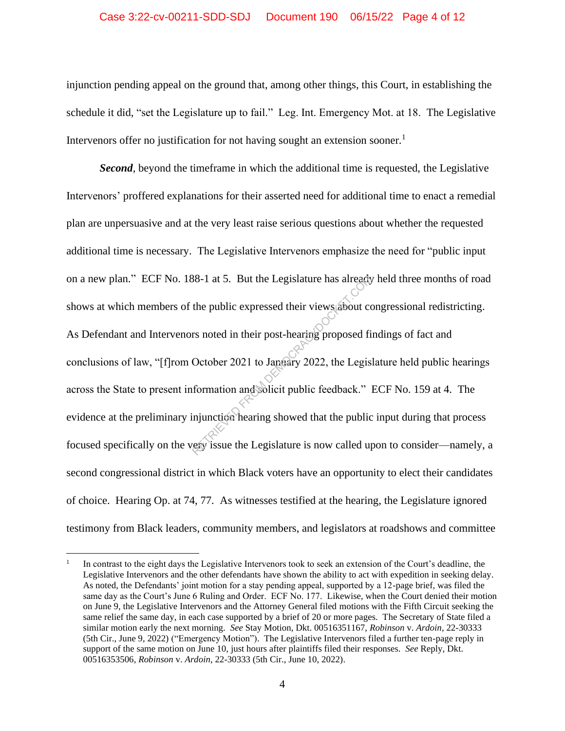injunction pending appeal on the ground that, among other things, this Court, in establishing the schedule it did, "set the Legislature up to fail." Leg. Int. Emergency Mot. at 18. The Legislative Intervenors offer no justification for not having sought an extension sooner.[1]

***Second***, beyond the timeframe in which the additional time is requested, the Legislative Intervenors' proffered explanations for their asserted need for additional time to enact a remedial plan are unpersuasive and at the very least raise serious questions about whether the requested additional time is necessary. The Legislative Intervenors emphasize the need for "public input on a new plan." ECF No. 188-1 at 5. But the Legislature has already held three months of road shows at which members of the public expressed their views about congressional redistricting. As Defendant and Intervenors noted in their post-hearing proposed findings of fact and conclusions of law, "[f]rom October 2021 to January 2022, the Legislature held public hearings across the State to present information and solicit public feedback." ECF No. 159 at 4. The evidence at the preliminary injunction hearing showed that the public input during that process focused specifically on the very issue the Legislature is now called upon to consider—namely, a second congressional district in which Black voters have an opportunity to elect their candidates of choice. Hearing Op. at 74, 77. As witnesses testified at the hearing, the Legislature ignored testimony from Black leaders, community members, and legislators at roadshows and committee

---

[1] In contrast to the eight days the Legislative Intervenors took to seek an extension of the Court's deadline, the Legislative Intervenors and the other defendants have shown the ability to act with expedition in seeking delay. As noted, the Defendants' joint motion for a stay pending appeal, supported by a 12-page brief, was filed the same day as the Court's June 6 Ruling and Order. ECF No. 177. Likewise, when the Court denied their motion on June 9, the Legislative Intervenors and the Attorney General filed motions with the Fifth Circuit seeking the same relief the same day, in each case supported by a brief of 20 or more pages. The Secretary of State filed a similar motion early the next morning. *See* Stay Motion, Dkt. 00516351167, *Robinson* v. *Ardoin*, 22-30333 (5th Cir., June 9, 2022) ("Emergency Motion"). The Legislative Intervenors filed a further ten-page reply in support of the same motion on June 10, just hours after plaintiffs filed their responses. *See* Reply, Dkt. 00516353506, *Robinson* v. *Ardoin*, 22-30333 (5th Cir., June 10, 2022).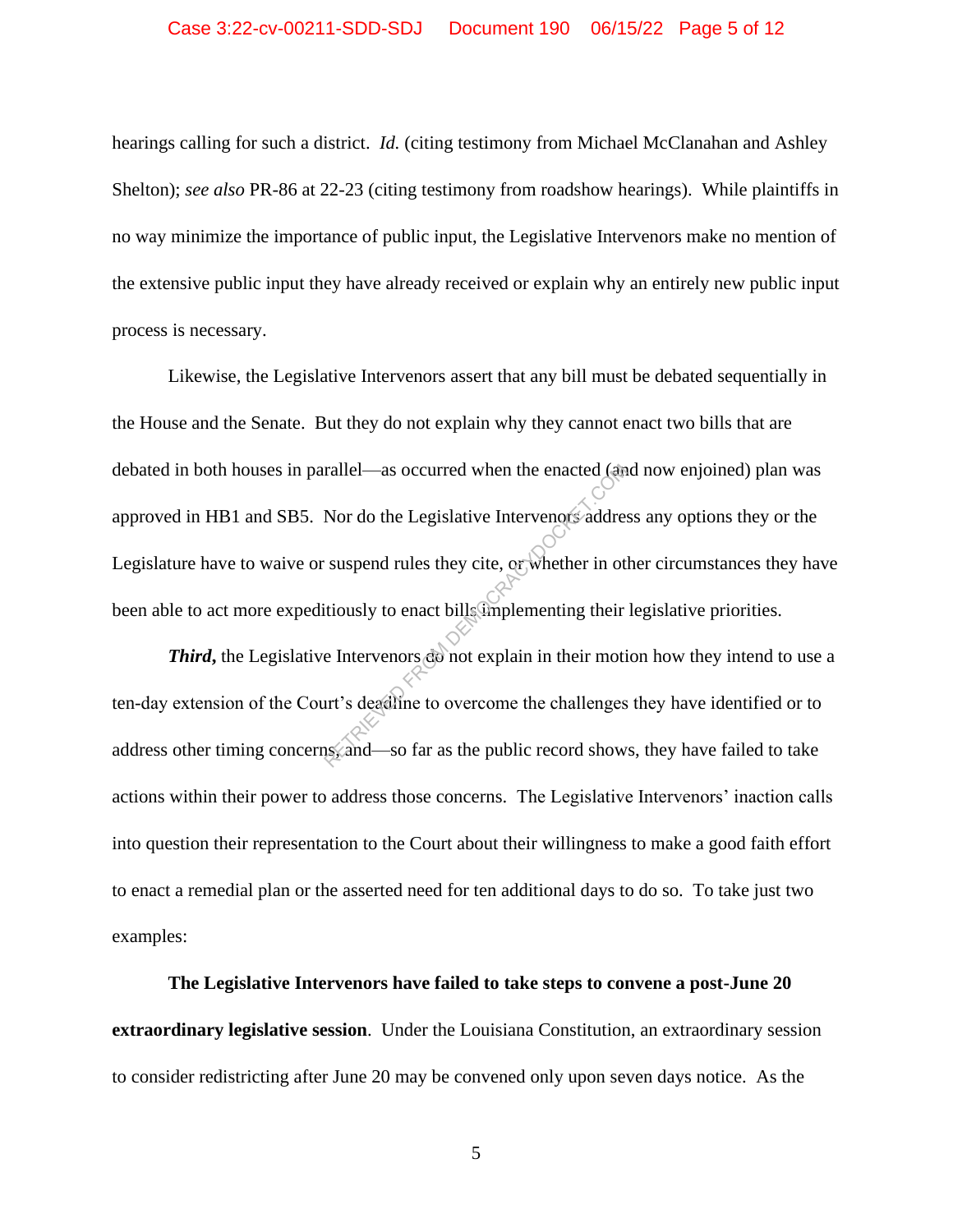hearings calling for such a district. *Id.* (citing testimony from Michael McClanahan and Ashley Shelton); *see also* PR-86 at 22-23 (citing testimony from roadshow hearings). While plaintiffs in no way minimize the importance of public input, the Legislative Intervenors make no mention of the extensive public input they have already received or explain why an entirely new public input process is necessary.

Likewise, the Legislative Intervenors assert that any bill must be debated sequentially in the House and the Senate. But they do not explain why they cannot enact two bills that are debated in both houses in parallel—as occurred when the enacted (and now enjoined) plan was approved in HB1 and SB5. Nor do the Legislative Intervenors address any options they or the Legislature have to waive or suspend rules they cite, or whether in other circumstances they have been able to act more expeditiously to enact bills implementing their legislative priorities.

***Third*,** the Legislative Intervenors do not explain in their motion how they intend to use a ten-day extension of the Court's deadline to overcome the challenges they have identified or to address other timing concerns, and—so far as the public record shows, they have failed to take actions within their power to address those concerns. The Legislative Intervenors' inaction calls into question their representation to the Court about their willingness to make a good faith effort to enact a remedial plan or the asserted need for ten additional days to do so. To take just two examples:

**The Legislative Intervenors have failed to take steps to convene a post-June 20 extraordinary legislative session**. Under the Louisiana Constitution, an extraordinary session to consider redistricting after June 20 may be convened only upon seven days notice. As the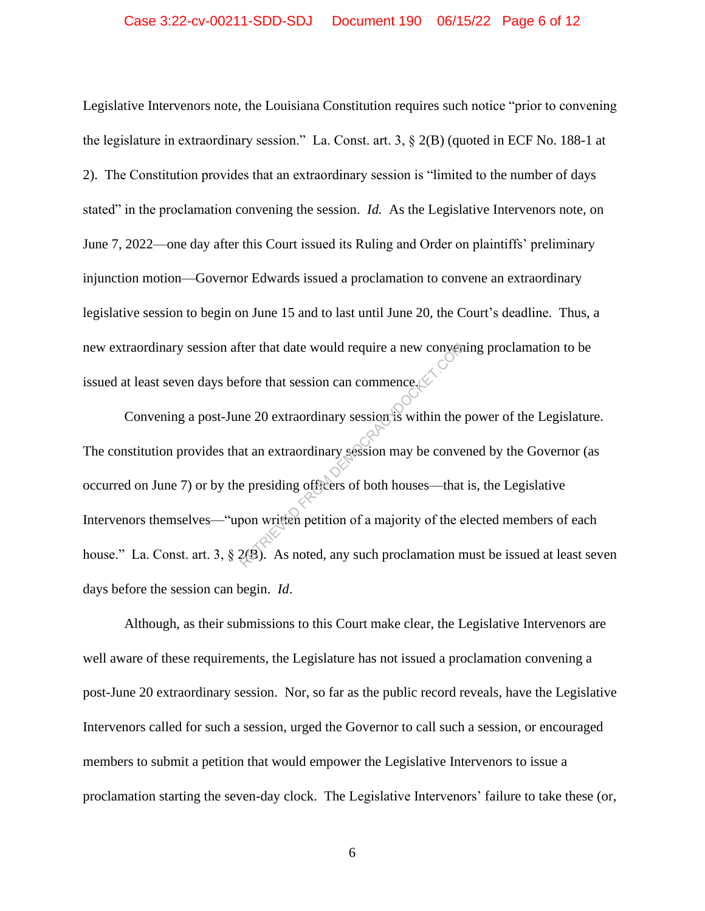Legislative Intervenors note, the Louisiana Constitution requires such notice "prior to convening the legislature in extraordinary session." La. Const. art. 3, § 2(B) (quoted in ECF No. 188-1 at 2). The Constitution provides that an extraordinary session is "limited to the number of days stated" in the proclamation convening the session. *Id.* As the Legislative Intervenors note, on June 7, 2022—one day after this Court issued its Ruling and Order on plaintiffs' preliminary injunction motion—Governor Edwards issued a proclamation to convene an extraordinary legislative session to begin on June 15 and to last until June 20, the Court's deadline. Thus, a new extraordinary session after that date would require a new convening proclamation to be issued at least seven days before that session can commence.

Convening a post-June 20 extraordinary session is within the power of the Legislature. The constitution provides that an extraordinary session may be convened by the Governor (as occurred on June 7) or by the presiding officers of both houses—that is, the Legislative Intervenors themselves—"upon written petition of a majority of the elected members of each house." La. Const. art. 3, § 2(B). As noted, any such proclamation must be issued at least seven days before the session can begin. *Id*.

Although, as their submissions to this Court make clear, the Legislative Intervenors are well aware of these requirements, the Legislature has not issued a proclamation convening a post-June 20 extraordinary session. Nor, so far as the public record reveals, have the Legislative Intervenors called for such a session, urged the Governor to call such a session, or encouraged members to submit a petition that would empower the Legislative Intervenors to issue a proclamation starting the seven-day clock. The Legislative Intervenors' failure to take these (or,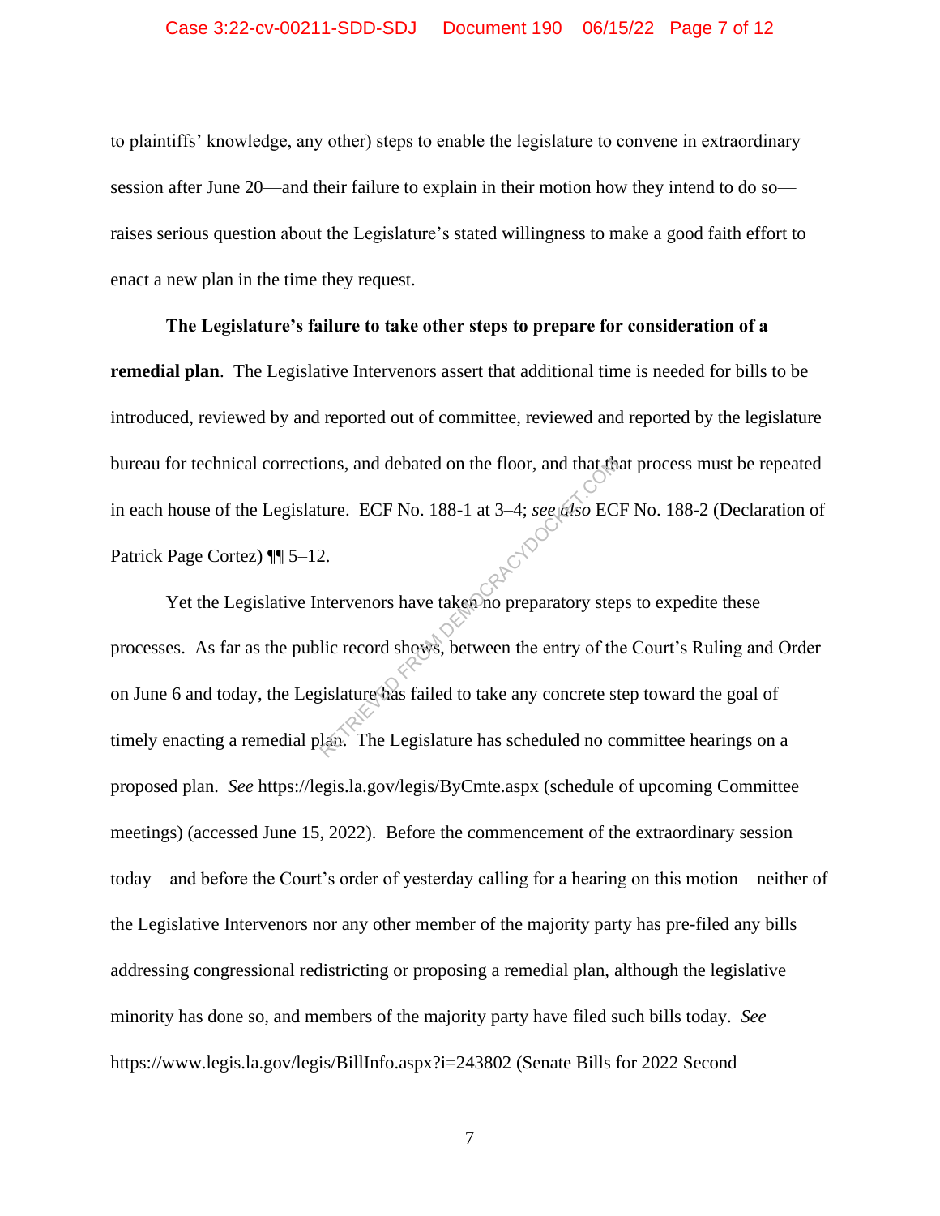to plaintiffs' knowledge, any other) steps to enable the legislature to convene in extraordinary session after June 20—and their failure to explain in their motion how they intend to do so—raises serious question about the Legislature's stated willingness to make a good faith effort to enact a new plan in the time they request.

**The Legislature's failure to take other steps to prepare for consideration of a remedial plan**. The Legislative Intervenors assert that additional time is needed for bills to be introduced, reviewed by and reported out of committee, reviewed and reported by the legislature bureau for technical corrections, and debated on the floor, and that that process must be repeated in each house of the Legislature. ECF No. 188-1 at 3–4; *see also* ECF No. 188-2 (Declaration of Patrick Page Cortez) ¶¶ 5–12.

Yet the Legislative Intervenors have taken no preparatory steps to expedite these processes. As far as the public record shows, between the entry of the Court's Ruling and Order on June 6 and today, the Legislature has failed to take any concrete step toward the goal of timely enacting a remedial plan. The Legislature has scheduled no committee hearings on a proposed plan. *See* https://legis.la.gov/legis/ByCmte.aspx (schedule of upcoming Committee meetings) (accessed June 15, 2022). Before the commencement of the extraordinary session today—and before the Court's order of yesterday calling for a hearing on this motion—neither of the Legislative Intervenors nor any other member of the majority party has pre-filed any bills addressing congressional redistricting or proposing a remedial plan, although the legislative minority has done so, and members of the majority party have filed such bills today. *See* https://www.legis.la.gov/legis/BillInfo.aspx?i=243802 (Senate Bills for 2022 Second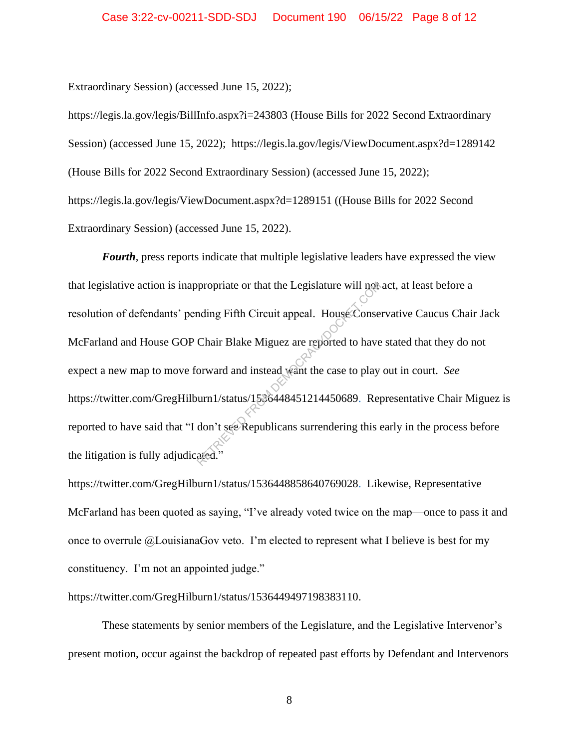Extraordinary Session) (accessed June 15, 2022);

https://legis.la.gov/legis/BillInfo.aspx?i=243803 (House Bills for 2022 Second Extraordinary Session) (accessed June 15, 2022); https://legis.la.gov/legis/ViewDocument.aspx?d=1289142 (House Bills for 2022 Second Extraordinary Session) (accessed June 15, 2022); https://legis.la.gov/legis/ViewDocument.aspx?d=1289151 ((House Bills for 2022 Second Extraordinary Session) (accessed June 15, 2022).

***Fourth***, press reports indicate that multiple legislative leaders have expressed the view that legislative action is inappropriate or that the Legislature will not act, at least before a resolution of defendants' pending Fifth Circuit appeal. House Conservative Caucus Chair Jack McFarland and House GOP Chair Blake Miguez are reported to have stated that they do not expect a new map to move forward and instead want the case to play out in court. *See* https://twitter.com/GregHilburn1/status/1536448451214450689. Representative Chair Miguez is reported to have said that "I don't see Republicans surrendering this early in the process before the litigation is fully adjudicated." https://twitter.com/GregHilburn1/status/1536448858640769028. Likewise, Representative McFarland has been quoted as saying, "I've already voted twice on the map—once to pass it and once to overrule @LouisianaGov veto. I'm elected to represent what I believe is best for my constituency. I'm not an appointed judge." https://twitter.com/GregHilburn1/status/1536449497198383110.

These statements by senior members of the Legislature, and the Legislative Intervenor's present motion, occur against the backdrop of repeated past efforts by Defendant and Intervenors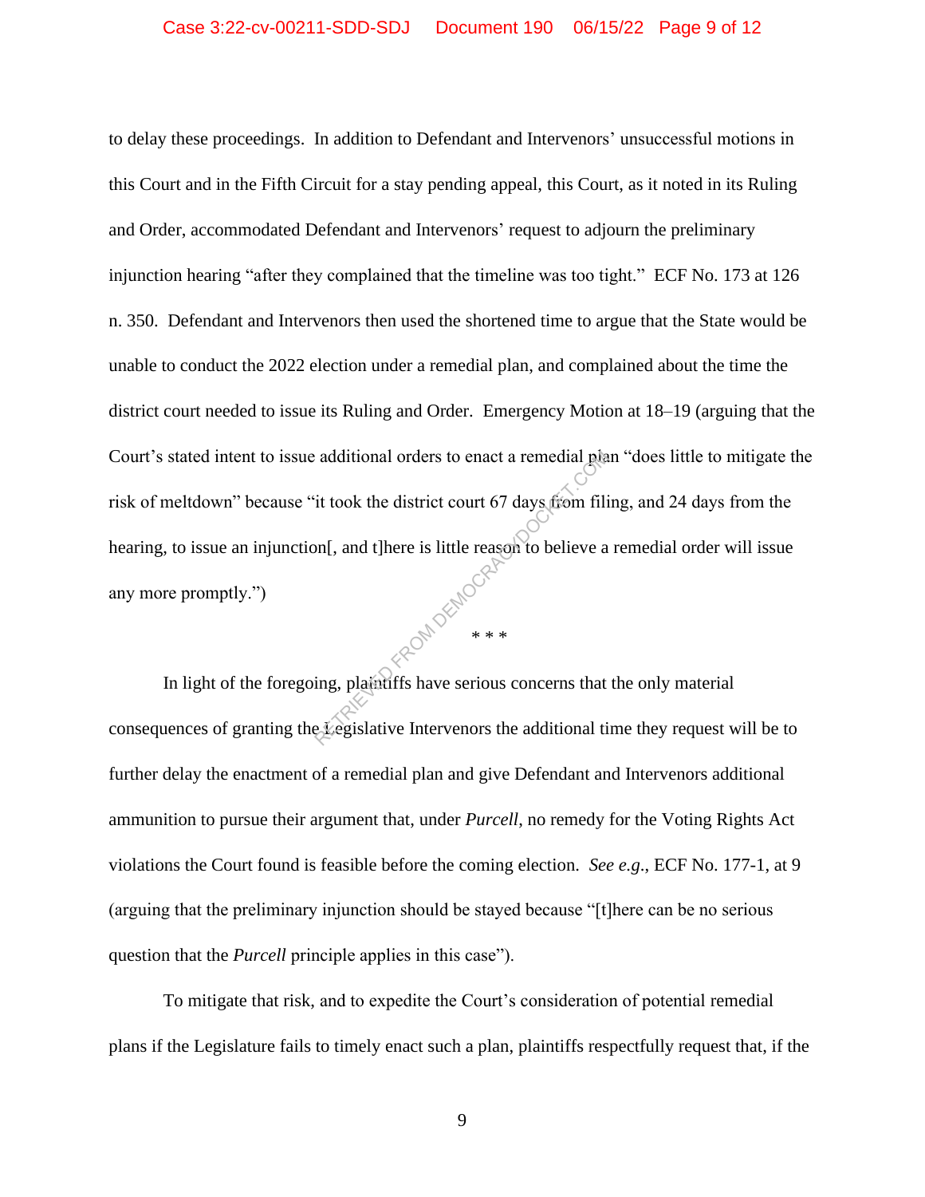to delay these proceedings. In addition to Defendant and Intervenors' unsuccessful motions in this Court and in the Fifth Circuit for a stay pending appeal, this Court, as it noted in its Ruling and Order, accommodated Defendant and Intervenors' request to adjourn the preliminary injunction hearing "after they complained that the timeline was too tight." ECF No. 173 at 126 n. 350. Defendant and Intervenors then used the shortened time to argue that the State would be unable to conduct the 2022 election under a remedial plan, and complained about the time the district court needed to issue its Ruling and Order. Emergency Motion at 18–19 (arguing that the Court's stated intent to issue additional orders to enact a remedial plan "does little to mitigate the risk of meltdown" because "it took the district court 67 days from filing, and 24 days from the hearing, to issue an injunction[, and t]here is little reason to believe a remedial order will issue any more promptly.")

\* \* \*

In light of the foregoing, plaintiffs have serious concerns that the only material consequences of granting the Legislative Intervenors the additional time they request will be to further delay the enactment of a remedial plan and give Defendant and Intervenors additional ammunition to pursue their argument that, under *Purcell*, no remedy for the Voting Rights Act violations the Court found is feasible before the coming election. *See e.g.*, ECF No. 177-1, at 9 (arguing that the preliminary injunction should be stayed because "[t]here can be no serious question that the *Purcell* principle applies in this case").

To mitigate that risk, and to expedite the Court's consideration of potential remedial plans if the Legislature fails to timely enact such a plan, plaintiffs respectfully request that, if the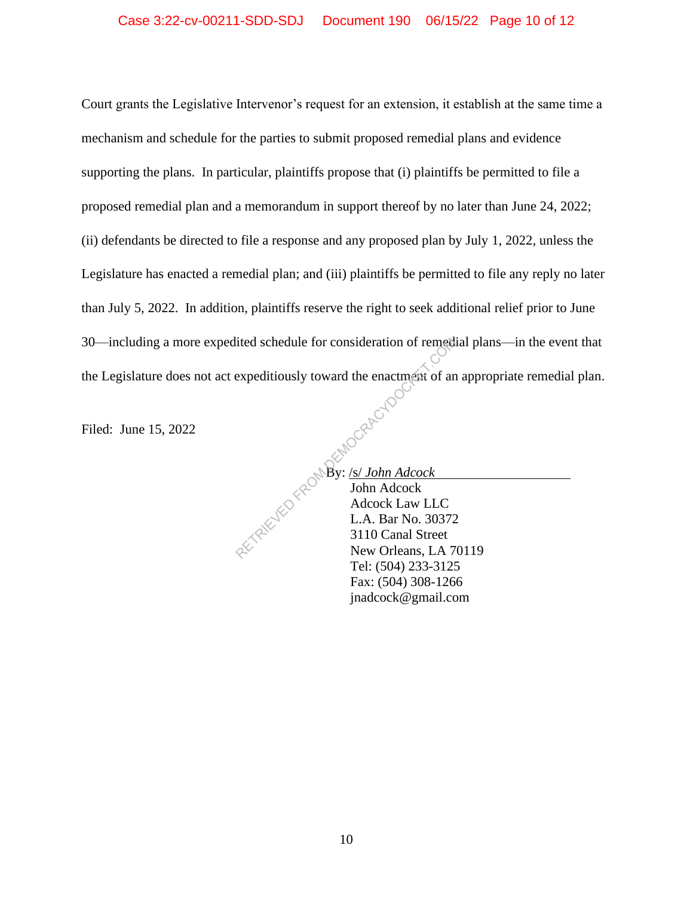Court grants the Legislative Intervenor's request for an extension, it establish at the same time a mechanism and schedule for the parties to submit proposed remedial plans and evidence supporting the plans. In particular, plaintiffs propose that (i) plaintiffs be permitted to file a proposed remedial plan and a memorandum in support thereof by no later than June 24, 2022; (ii) defendants be directed to file a response and any proposed plan by July 1, 2022, unless the Legislature has enacted a remedial plan; and (iii) plaintiffs be permitted to file any reply no later than July 5, 2022. In addition, plaintiffs reserve the right to seek additional relief prior to June 30—including a more expedited schedule for consideration of remedial plans—in the event that the Legislature does not act expeditiously toward the enactment of an appropriate remedial plan.

Filed: June 15, 2022

By: /s/ *John Adcock*
John Adcock
Adcock Law LLC
L.A. Bar No. 30372
3110 Canal Street
New Orleans, LA 70119
Tel: (504) 233-3125
Fax: (504) 308-1266
jnadcock@gmail.com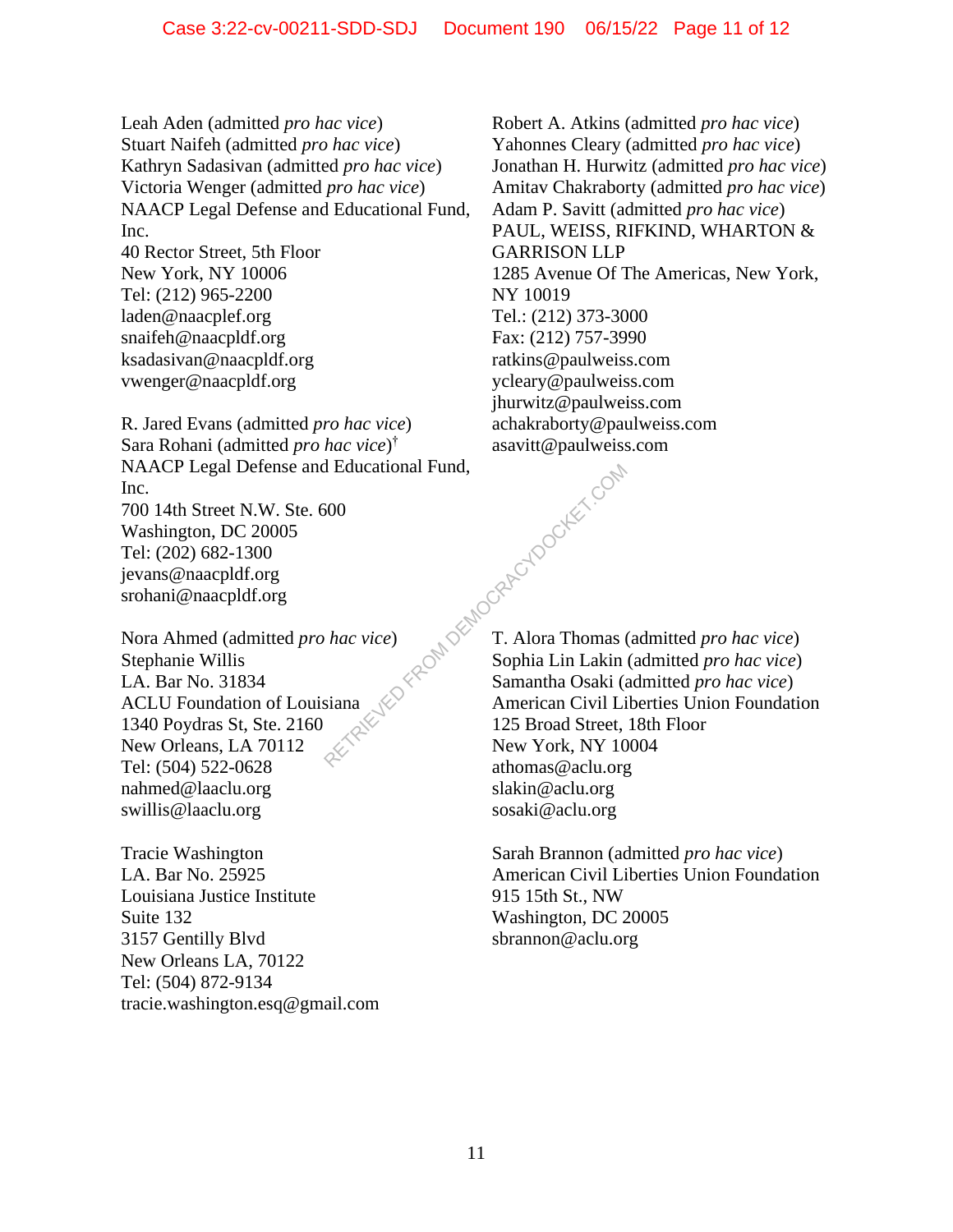Leah Aden (admitted *pro hac vice*)
Stuart Naifeh (admitted *pro hac vice*)
Kathryn Sadasivan (admitted *pro hac vice*)
Victoria Wenger (admitted *pro hac vice*)
NAACP Legal Defense and Educational Fund, Inc.
40 Rector Street, 5th Floor
New York, NY 10006
Tel: (212) 965-2200
laden@naacplef.org
snaifeh@naacpldf.org
ksadasivan@naacpldf.org
vwenger@naacpldf.org

R. Jared Evans (admitted *pro hac vice*)
Sara Rohani (admitted *pro hac vice*)[†]
NAACP Legal Defense and Educational Fund, Inc.
700 14th Street N.W. Ste. 600
Washington, DC 20005
Tel: (202) 682-1300
jevans@naacpldf.org
srohani@naacpldf.org

Nora Ahmed (admitted *pro hac vice*)
Stephanie Willis
LA. Bar No. 31834
ACLU Foundation of Louisiana
1340 Poydras St, Ste. 2160
New Orleans, LA 70112
Tel: (504) 522-0628
nahmed@laaclu.org
swillis@laaclu.org

Tracie Washington
LA. Bar No. 25925
Louisiana Justice Institute
Suite 132
3157 Gentilly Blvd
New Orleans LA, 70122
Tel: (504) 872-9134
tracie.washington.esq@gmail.com

Robert A. Atkins (admitted *pro hac vice*)
Yahonnes Cleary (admitted *pro hac vice*)
Jonathan H. Hurwitz (admitted *pro hac vice*)
Amitav Chakraborty (admitted *pro hac vice*)
Adam P. Savitt (admitted *pro hac vice*)
PAUL, WEISS, RIFKIND, WHARTON & GARRISON LLP
1285 Avenue Of The Americas, New York, NY 10019
Tel.: (212) 373-3000
Fax: (212) 757-3990
ratkins@paulweiss.com
ycleary@paulweiss.com
jhurwitz@paulweiss.com
achakraborty@paulweiss.com
asavitt@paulweiss.com

T. Alora Thomas (admitted *pro hac vice*)
Sophia Lin Lakin (admitted *pro hac vice*)
Samantha Osaki (admitted *pro hac vice*)
American Civil Liberties Union Foundation
125 Broad Street, 18th Floor
New York, NY 10004
athomas@aclu.org
slakin@aclu.org
sosaki@aclu.org

Sarah Brannon (admitted *pro hac vice*)
American Civil Liberties Union Foundation
915 15th St., NW
Washington, DC 20005
sbrannon@aclu.org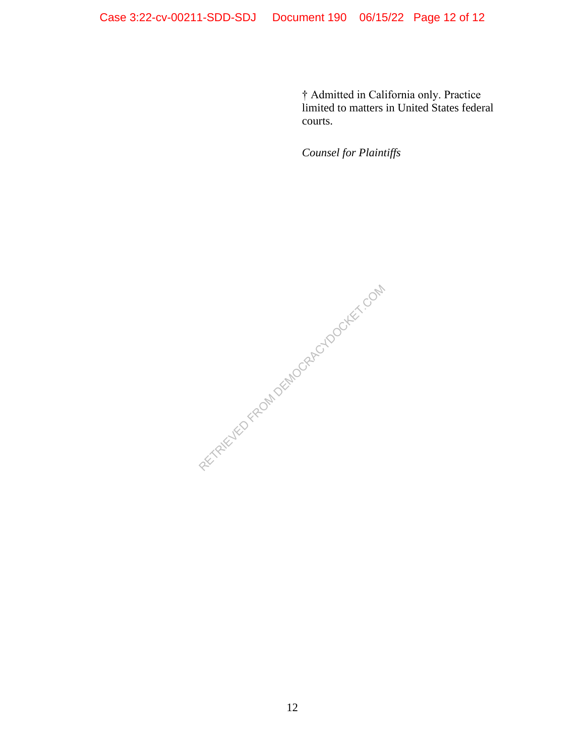† Admitted in California only. Practice limited to matters in United States federal courts.

*Counsel for Plaintiffs*